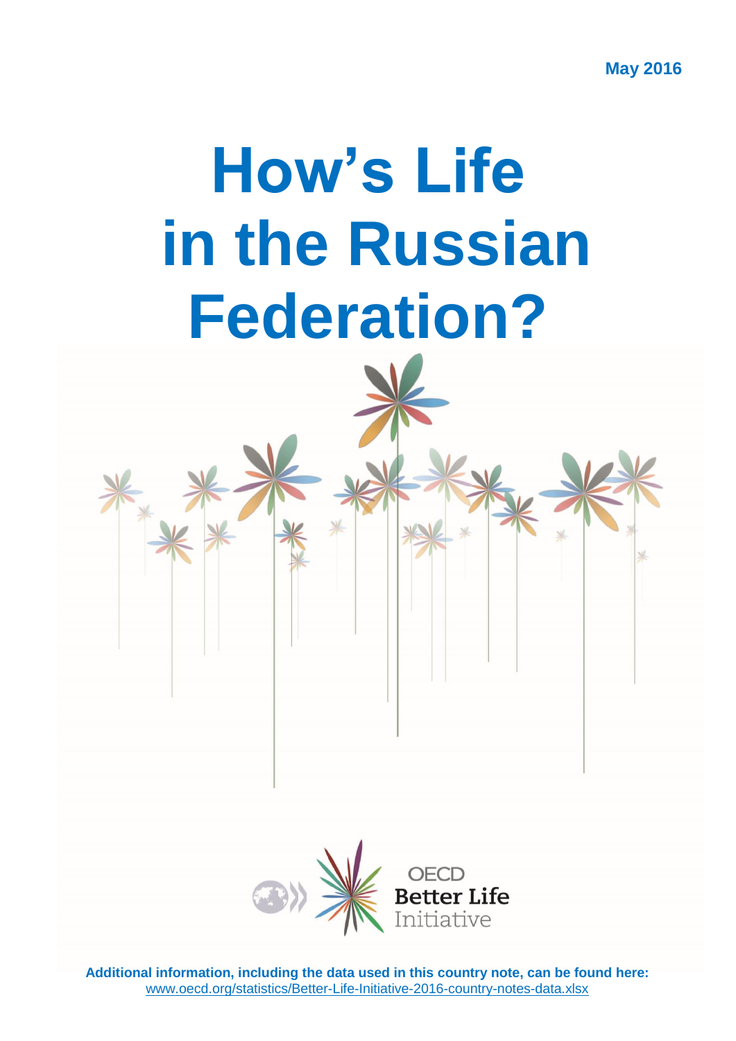May 2016

# How's Life in the Russian Federation?

OECD Better Life Initiative

**Additional information, including the data used in this country note, can be found here:**
www.oecd.org/statistics/Better-Life-Initiative-2016-country-notes-data.xlsx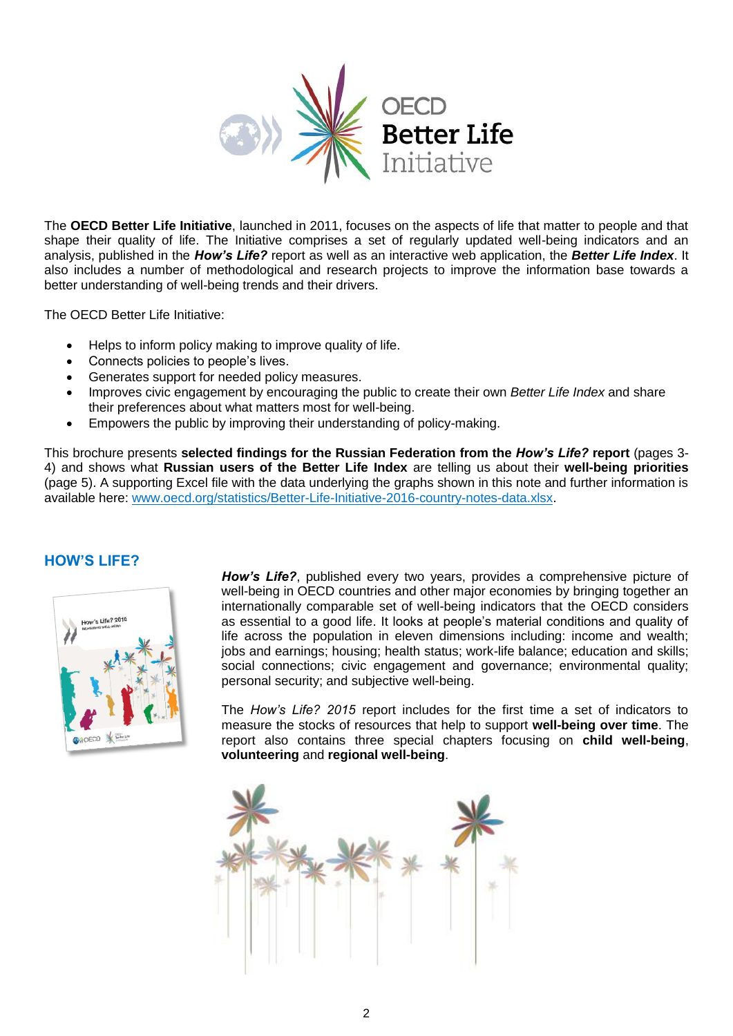The **OECD Better Life Initiative**, launched in 2011, focuses on the aspects of life that matter to people and that shape their quality of life. The Initiative comprises a set of regularly updated well-being indicators and an analysis, published in the ***How's Life?*** report as well as an interactive web application, the ***Better Life Index***. It also includes a number of methodological and research projects to improve the information base towards a better understanding of well-being trends and their drivers.

The OECD Better Life Initiative:

- Helps to inform policy making to improve quality of life.
- Connects policies to people's lives.
- Generates support for needed policy measures.
- Improves civic engagement by encouraging the public to create their own *Better Life Index* and share their preferences about what matters most for well-being.
- Empowers the public by improving their understanding of policy-making.

This brochure presents **selected findings for the Russian Federation from the *How's Life?* report** (pages 3-4) and shows what **Russian users of the Better Life Index** are telling us about their **well-being priorities** (page 5). A supporting Excel file with the data underlying the graphs shown in this note and further information is available here: www.oecd.org/statistics/Better-Life-Initiative-2016-country-notes-data.xlsx.

## HOW'S LIFE?

***How's Life?***, published every two years, provides a comprehensive picture of well-being in OECD countries and other major economies by bringing together an internationally comparable set of well-being indicators that the OECD considers as essential to a good life. It looks at people's material conditions and quality of life across the population in eleven dimensions including: income and wealth; jobs and earnings; housing; health status; work-life balance; education and skills; social connections; civic engagement and governance; environmental quality; personal security; and subjective well-being.

The *How's Life? 2015* report includes for the first time a set of indicators to measure the stocks of resources that help to support **well-being over time**. The report also contains three special chapters focusing on **child well-being**, **volunteering** and **regional well-being**.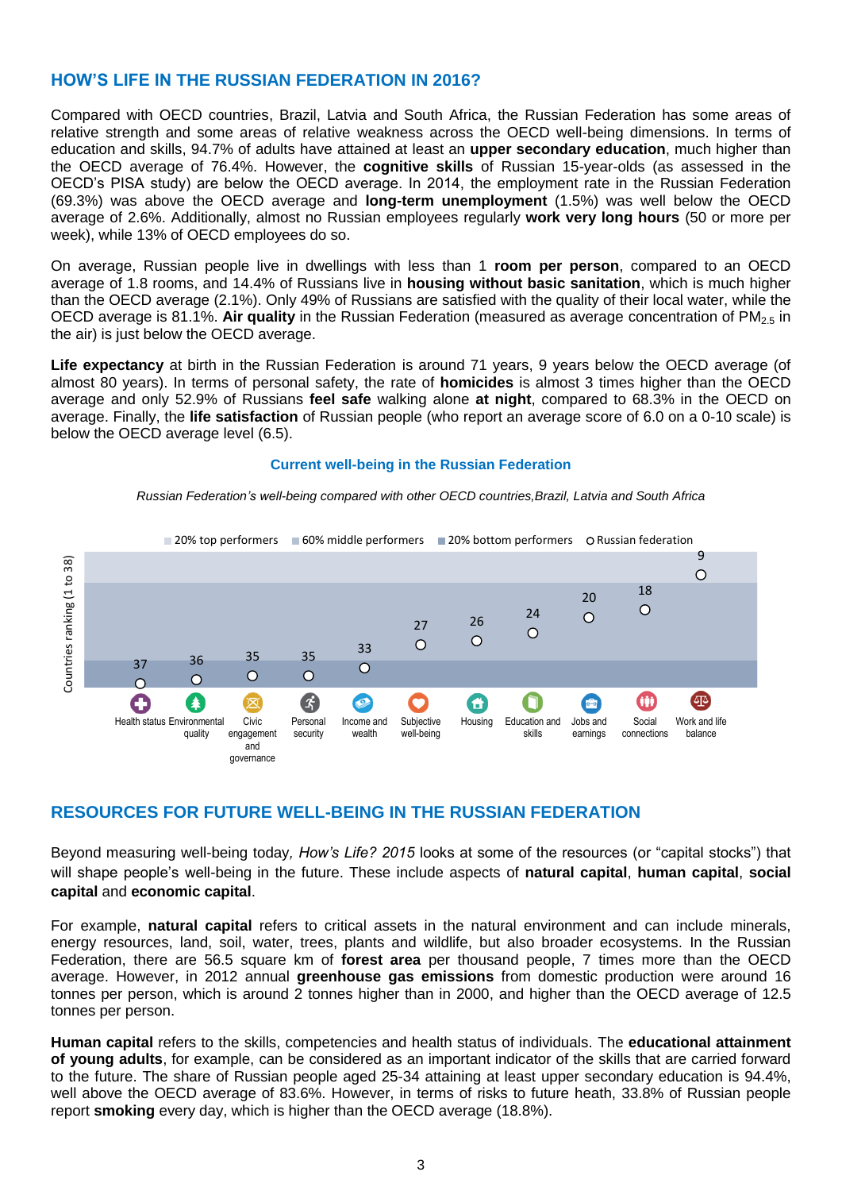## HOW'S LIFE IN THE RUSSIAN FEDERATION IN 2016?

Compared with OECD countries, Brazil, Latvia and South Africa, the Russian Federation has some areas of relative strength and some areas of relative weakness across the OECD well-being dimensions. In terms of education and skills, 94.7% of adults have attained at least an **upper secondary education**, much higher than the OECD average of 76.4%. However, the **cognitive skills** of Russian 15-year-olds (as assessed in the OECD's PISA study) are below the OECD average. In 2014, the employment rate in the Russian Federation (69.3%) was above the OECD average and **long-term unemployment** (1.5%) was well below the OECD average of 2.6%. Additionally, almost no Russian employees regularly **work very long hours** (50 or more per week), while 13% of OECD employees do so.

On average, Russian people live in dwellings with less than 1 **room per person**, compared to an OECD average of 1.8 rooms, and 14.4% of Russians live in **housing without basic sanitation**, which is much higher than the OECD average (2.1%). Only 49% of Russians are satisfied with the quality of their local water, while the OECD average is 81.1%. **Air quality** in the Russian Federation (measured as average concentration of $PM_{2.5}$ in the air) is just below the OECD average.

**Life expectancy** at birth in the Russian Federation is around 71 years, 9 years below the OECD average (of almost 80 years). In terms of personal safety, the rate of **homicides** is almost 3 times higher than the OECD average and only 52.9% of Russians **feel safe** walking alone **at night**, compared to 68.3% in the OECD on average. Finally, the **life satisfaction** of Russian people (who report an average score of 6.0 on a 0-10 scale) is below the OECD average level (6.5).

**Current well-being in the Russian Federation**

*Russian Federation's well-being compared with other OECD countries, Brazil, Latvia and South Africa*

Legend: 20% top performers; 60% middle performers; 20% bottom performers; ○ Russian federation

Y-axis: Countries ranking (1 to 38)

| Dimension | Russian Federation ranking |
|---|---|
| Health status | 37 |
| Environmental quality | 36 |
| Civic engagement and governance | 35 |
| Personal security | 35 |
| Income and wealth | 33 |
| Subjective well-being | 27 |
| Housing | 26 |
| Education and skills | 24 |
| Jobs and earnings | 20 |
| Social connections | 18 |
| Work and life balance | 9 |

## RESOURCES FOR FUTURE WELL-BEING IN THE RUSSIAN FEDERATION

Beyond measuring well-being today, *How's Life? 2015* looks at some of the resources (or "capital stocks") that will shape people's well-being in the future. These include aspects of **natural capital**, **human capital**, **social capital** and **economic capital**.

For example, **natural capital** refers to critical assets in the natural environment and can include minerals, energy resources, land, soil, water, trees, plants and wildlife, but also broader ecosystems. In the Russian Federation, there are 56.5 square km of **forest area** per thousand people, 7 times more than the OECD average. However, in 2012 annual **greenhouse gas emissions** from domestic production were around 16 tonnes per person, which is around 2 tonnes higher than in 2000, and higher than the OECD average of 12.5 tonnes per person.

**Human capital** refers to the skills, competencies and health status of individuals. The **educational attainment of young adults**, for example, can be considered as an important indicator of the skills that are carried forward to the future. The share of Russian people aged 25-34 attaining at least upper secondary education is 94.4%, well above the OECD average of 83.6%. However, in terms of risks to future heath, 33.8% of Russian people report **smoking** every day, which is higher than the OECD average (18.8%).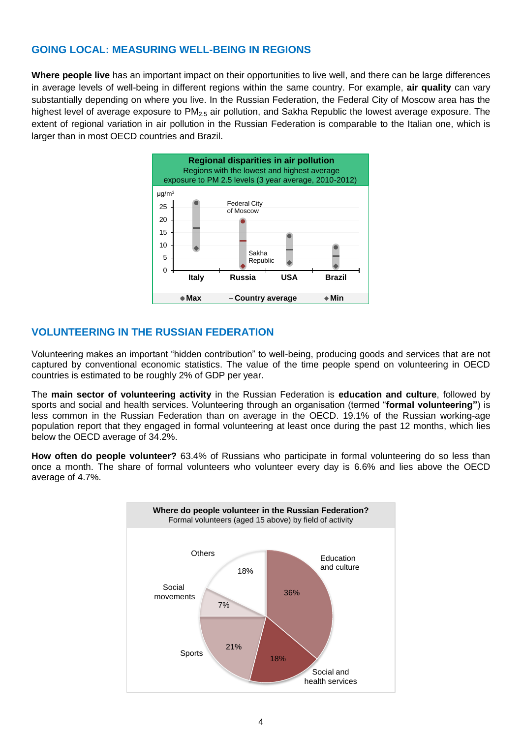## GOING LOCAL: MEASURING WELL-BEING IN REGIONS

**Where people live** has an important impact on their opportunities to live well, and there can be large differences in average levels of well-being in different regions within the same country. For example, **air quality** can vary substantially depending on where you live. In the Russian Federation, the Federal City of Moscow area has the highest level of average exposure to $PM_{2.5}$ air pollution, and Sakha Republic the lowest average exposure. The extent of regional variation in air pollution in the Russian Federation is comparable to the Italian one, which is larger than in most OECD countries and Brazil.

**Regional disparities in air pollution**
Regions with the lowest and highest average exposure to PM 2.5 levels (3 year average, 2010-2012)

μg/m³

Italy, Russia, USA, Brazil

Federal City of Moscow; Sakha Republic

● Max – Country average ◆ Min

## VOLUNTEERING IN THE RUSSIAN FEDERATION

Volunteering makes an important "hidden contribution" to well-being, producing goods and services that are not captured by conventional economic statistics. The value of the time people spend on volunteering in OECD countries is estimated to be roughly 2% of GDP per year.

The **main sector of volunteering activity** in the Russian Federation is **education and culture**, followed by sports and social and health services. Volunteering through an organisation (termed "**formal volunteering"**) is less common in the Russian Federation than on average in the OECD. 19.1% of the Russian working-age population report that they engaged in formal volunteering at least once during the past 12 months, which lies below the OECD average of 34.2%.

**How often do people volunteer?** 63.4% of Russians who participate in formal volunteering do so less than once a month. The share of formal volunteers who volunteer every day is 6.6% and lies above the OECD average of 4.7%.

**Where do people volunteer in the Russian Federation?**
Formal volunteers (aged 15 above) by field of activity

| Field of activity | Share |
|---|---|
| Education and culture | 36% |
| Social and health services | 18% |
| Sports | 21% |
| Social movements | 7% |
| Others | 18% |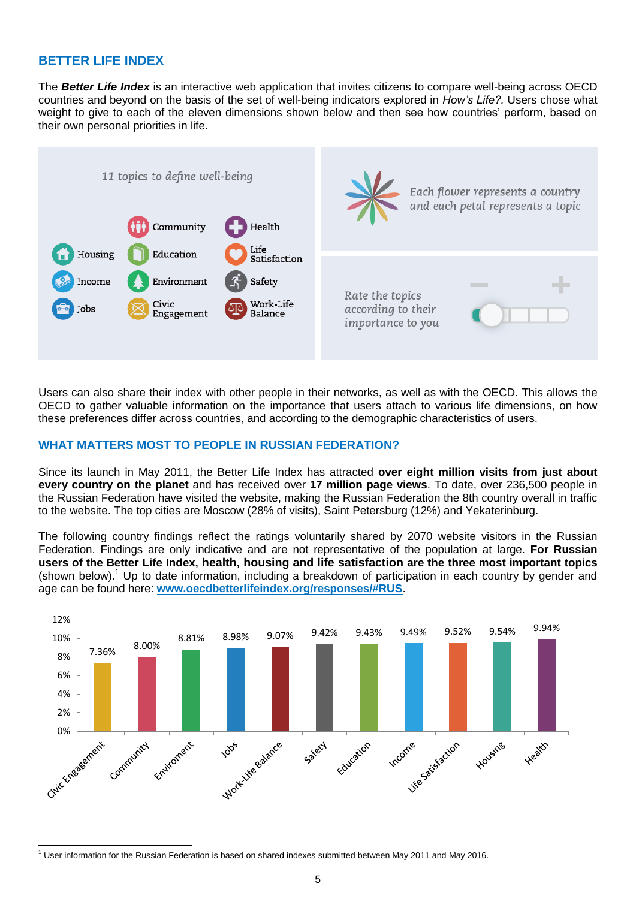## BETTER LIFE INDEX

The ***Better Life Index*** is an interactive web application that invites citizens to compare well-being across OECD countries and beyond on the basis of the set of well-being indicators explored in *How's Life?*. Users chose what weight to give to each of the eleven dimensions shown below and then see how countries' perform, based on their own personal priorities in life.

*11 topics to define well-being*

- Housing
- Income
- Jobs
- Community
- Education
- Environment
- Civic Engagement
- Health
- Life Satisfaction
- Safety
- Work-Life Balance

*Each flower represents a country and each petal represents a topic*

*Rate the topics according to their importance to you*

Users can also share their index with other people in their networks, as well as with the OECD. This allows the OECD to gather valuable information on the importance that users attach to various life dimensions, on how these preferences differ across countries, and according to the demographic characteristics of users.

## WHAT MATTERS MOST TO PEOPLE IN RUSSIAN FEDERATION?

Since its launch in May 2011, the Better Life Index has attracted **over eight million visits from just about every country on the planet** and has received over **17 million page views**. To date, over 236,500 people in the Russian Federation have visited the website, making the Russian Federation the 8th country overall in traffic to the website. The top cities are Moscow (28% of visits), Saint Petersburg (12%) and Yekaterinburg.

The following country findings reflect the ratings voluntarily shared by 2070 website visitors in the Russian Federation. Findings are only indicative and are not representative of the population at large. **For Russian users of the Better Life Index, health, housing and life satisfaction are the three most important topics** (shown below).[1] Up to date information, including a breakdown of participation in each country by gender and age can be found here: **www.oecdbetterlifeindex.org/responses/#RUS**.

| Topic | Share |
|---|---|
| Civic Engagement | 7.36% |
| Community | 8.00% |
| Enviroment | 8.81% |
| Jobs | 8.98% |
| Work-Life Balance | 9.07% |
| Safety | 9.42% |
| Education | 9.43% |
| Income | 9.49% |
| Life Satisfaction | 9.52% |
| Housing | 9.54% |
| Health | 9.94% |

[1] User information for the Russian Federation is based on shared indexes submitted between May 2011 and May 2016.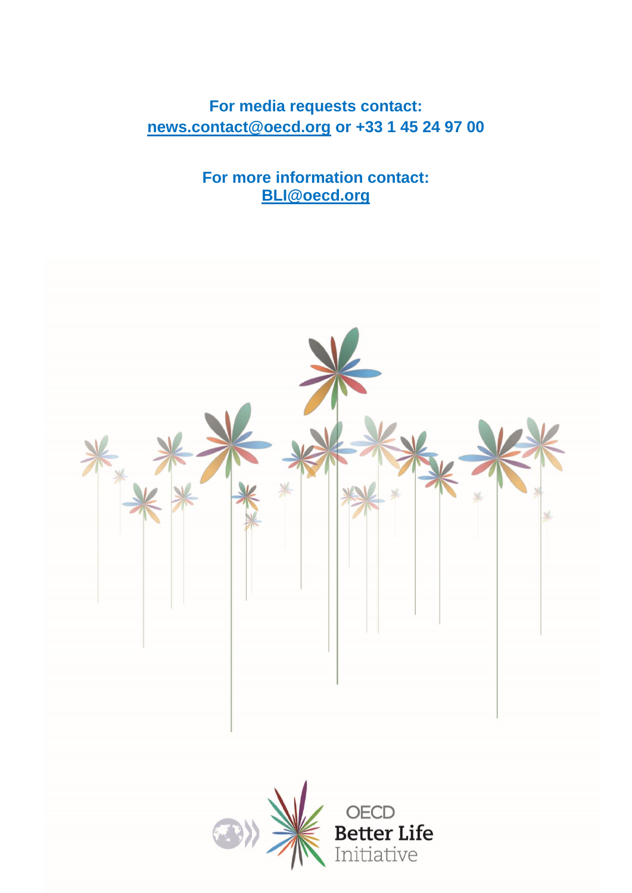**For media requests contact:**
**news.contact@oecd.org or +33 1 45 24 97 00**

**For more information contact:**
**BLI@oecd.org**

OECD
Better Life
Initiative